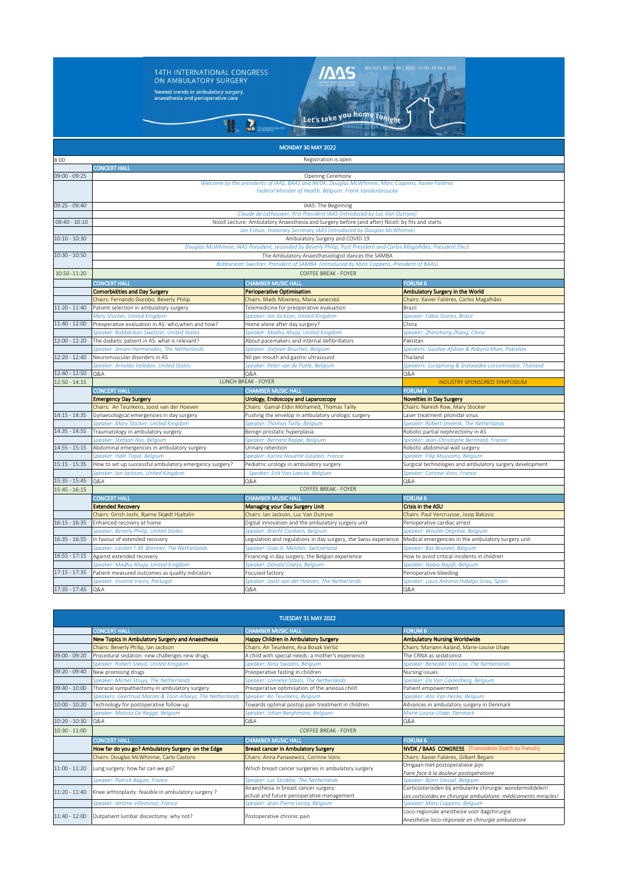# 14TH INTERNATIONAL CONGRESS ON AMBULATORY SURGERY

Newest trends in ambulatory surgery, anaesthesia and perioperative care

IAAS — BRUGES, BELGIUM | 30.05 - 31.05 - 01.06 | 2022

Let's take you home tonight

## MONDAY 30 MAY 2022

| Time | | | |
|---|---|---|---|
| 8:00 | Registration is open | | |
| | CONCERT HALL | | |
| 09:00 - 09:25 | Opening Ceremony<br>*Welcome by the presidents of IAAS, BAAS and NVDK: Douglas McWhinnie, Marc Coppens, Xavier Falières*<br>*Federal Minister of Health, Belgium: Frank Vandenbroucke* | | |
| 09:25 - 09:40 | IAAS: The Beginning<br>*Claude de Lathouwer, first President IAAS (introduced by Luc Van Outryve)* | | |
| 09:40 - 10:10 | Nicoll Lecture: Ambulatory Anaesthesia and Surgery before (and after) Nicoll: by fits and starts<br>*Jan Eshuis, Honorary Secretary IAAS (introduced by Douglas McWhinnie)* | | |
| 10:10 - 10:30 | Ambulatory Surgery and COVID 19<br>*Douglas McWhinnie, IAAS President, seconded by Beverly Philip, Past President and Carlos Magalhães, President Elect* | | |
| 10:30 - 10:50 | The Ambulatory Anaesthesiologist dances the SAMBA<br>*BobbieJean Sweitzer, President of SAMBA (introduced by Marc Coppens, President of BAAS)* | | |
| 10:50 -11:20 | COFFEE BREAK - FOYER | | |
| | **CONCERT HALL** | **CHAMBER MUSIC HALL** | **FORUM 6** |
| | **Comorbidities and Day Surgery** | **Perioperative Optimisation** | **Ambulatory Surgery in the World** |
| | Chairs: Fernando Docobo, Beverly Philip | Chairs: Mads Moxness, Maria Janecskó | Chairs: Xavier Falières, Carlos Magalhães |
| 11:20 - 11:40 | Patient selection in ambulatory surgery<br>*Mary Stocker, United Kingdom* | Telemedicine for preoperative evaluation<br>*Speaker: Ian Jackson, United Kingdom* | Brazil<br>*Speaker: Fábio Soares, Brazil* |
| 11:40 - 12:00 | Preoperative evaluation in AS: who,when and how?<br>*Speaker: BobbieJean Sweitzer, United States* | Home alone after day surgery?<br>*Speaker: Madhu Ahuja, United Kingdom* | China<br>*Speaker: Zhenzhong Zhang, China* |
| 12:00 - 12:20 | The diabetic patient in AS: what is relevant?<br>*Speaker: Jeroen Hermanides, The Netherlands* | About pacemakers and internal defibrillators<br>*Speaker: Stefaan Bouchez, Belgium* | Pakistan<br>*Speakers: Gauhar Afshan & Robyna Khan, Pakistan* |
| 12:20 - 12:40 | Neuromuscular disorders in AS<br>*Speaker: Arnaldo Valedon, United States* | Nil per mouth and gastric ultrasound<br>*Speaker: Peter van de Putte, Belgium* | Thailand<br>*Speakers: Suraphong & Sratwadee Lorsomradee, Thailand* |
| 12:40 - 12:50 | Q&A | Q&A | Q&A |
| 12:50 - 14:15 | LUNCH BREAK - FOYER | | INDUSTRY SPONSORED SYMPOSIUM |
| | **CONCERT HALL** | **CHAMBER MUSIC HALL** | **FORUM 6** |
| | **Emergency Day Surgery** | **Urology, Endoscopy and Laparoscopy** | **Novelties in Day Surgery** |
| | Chairs: An Teunkens, Joost van der Hoeven | Chairs: Gamal-Eldin Mohamed, Thomas Tailly | Chairs: Naresh Row, Mary Stocker |
| 14:15 - 14:35 | Gynaecological emergencies in day surgery<br>*Speaker: Mary Stocker, United Kingdom* | Pushing the envelop in ambulatory urologic surgery<br>*Speaker: Thomas Tailly, Belgium* | Laser treatment pilonidal sinus<br>*Speaker: Robert Smeenk, The Netherlands* |
| 14:35 - 14:55 | Traumatology in ambulatory surgery<br>*Speaker: Stefaan Nijs, Belgium* | Benign prostatic hyperplasia<br>*Speaker: Bernard Rappe, Belgium* | Robotic partial nephrectomy in AS<br>*Speaker: Jean-Christophe Bernhard, France* |
| 14:55 - 15:15 | Abdominal emergencies in ambulatory surgery<br>*Speaker: Halit Topal, Belgium* | Urinary retention<br>*Speaker: Karine Nouette-Gaulain, France* | Robotic abdominal wall surgery<br>*Speaker: Filip Muysoms, Belgium* |
| 15:15 - 15:35 | How to set up successful ambulatory emergency surgery?<br>*Speaker: Ian Jackson, United Kingdom* | Pediatric urology in ambulatory surgery<br>*Speaker: Erik Van Laecke, Belgium* | Surgical technologies and ambulatory surgery development<br>*Speaker: Corinne Vons, France* |
| 15:35 - 15:45 | Q&A | Q&A | Q&A |
| 15:45 - 16:15 | COFFEE BREAK - FOYER | | |
| | **CONCERT HALL** | **CHAMBER MUSIC HALL** | **FORUM 6** |
| | **Extended Recovery** | **Managing your Day Surgery Unit** | **Crisis in the ASU** |
| | Chairs: Girish Joshi, Bjarne Skjødt Hjaltalin | Chairs: Ian Jackson, Luc Van Outryve | Chairs: Paul Vercruysse, Josip Bakovic |
| 16:15 - 16:35 | Enhanced recovery at home<br>*Speaker: Beverly Philip, United States* | Digital innovation and the ambulatory surgery unit<br>*Speaker: Brecht Cardoen, Belgium* | Perioperative cardiac arrest<br>*Speaker: Wouter Degrève, Belgium* |
| 16:35 - 16:55 | In favour of extended recovery<br>*Speaker: Liesbet T.M. Breimer, The Netherlands* | Legislation and regulations in day surgery, the Swiss experience<br>*Speaker: Gian A. Melcher, Switzerland* | Medical emergencies in the ambulatory surgery unit<br>*Speaker: Bas Bruneel, Belgium* |
| 16:55 - 17:15 | Against extended recovery<br>*Speaker: Madhu Ahuja, United Kingdom* | Financing in day surgery, the Belgian experience<br>*Speaker: Donald Claeys, Belgium* | How to avoid critical incidents in children<br>*Speaker: Nadia Najafi, Belgium* |
| 17:15 - 17:35 | Patient measured outcomes as quality indicators<br>*Speaker: Vicente Vieira, Portugal* | Focused factory<br>*Speaker: Joost van der Hoeven, The Netherlands* | Perioperative bleeding<br>*Speaker: Louis Antonio Hidalgo Grau, Spain* |
| 17:35 - 17:45 | Q&A | Q&A | Q&A |

## TUESDAY 31 MAY 2022

| Time | CONCERT HALL | CHAMBER MUSIC HALL | FORUM 6 |
|---|---|---|---|
| | **New Topics in Ambulatory Surgery and Anaesthesia** | **Happy Children in Ambulatory Surgery** | **Ambulatory Nursing Worldwide** |
| | Chairs: Beverly Philip, Ian Jackson | Chairs: An Teunkens, Ana Bosak Veršić | Chairs: Mariann Aaland, Marie-Louise Ulsøe |
| 09:00 - 09:20 | Procedural sedation: new challenges new drugs<br>*Speaker: Robert Sneyd, United Kingdom* | A child with special needs: a mother's experience<br>*Speaker: Nina Swaans, Belgium* | The CRNA as sedationist<br>*Speaker: Benedikt Van Loo, The Netherlands* |
| 09:20 - 09:40 | New promising drugs<br>*Speaker: Michel Struys, The Netherlands* | Preoperative fasting in children<br>*Speaker: Lonneke Staals, The Netherlands* | Nursing issues<br>*Speaker: Els Van Caelenberg, Belgium* |
| 09:40 - 10:00 | Thoracal sympathectomy in ambulatory surgery<br>*Speakers: Geertruid Marres & Toon Allaeys, The Netherlands* | Preoperative optimisation of the anxious child<br>*Speaker: An Teunkens, Belgium* | Patient empowerment<br>*Speaker: Ann Van Hecke, Belgium* |
| 10:00 - 10:20 | Technology for postoperative follow-up<br>*Speaker: Melissa De Regge, Belgium* | Towards optimal postop pain treatment in children<br>*Speaker: Johan Berghmans, Belgium* | Advances in ambulatory surgery in Denmark<br>*Marie-Louise Ulsøe, Denmark* |
| 10:20 - 10:30 | Q&A | Q&A | Q&A |
| 10:30 - 11:00 | COFFEE BREAK - FOYER | | |
| | **CONCERT HALL** | **CHAMBER MUSIC HALL** | **FORUM 6** |
| | **How far do you go? Ambulatory Surgery on the Edge** | **Breast cancer in Ambulatory Surgery** | **NVDK / BAAS CONGRESS** (Translation Dutch to French) |
| | Chairs: Douglas McWhinnie, Carlo Castoro | Chairs: Anna Panasewicz, Corinne Vons | Chairs: Xavier Falières, Gilbert Bejjani |
| 11:00 - 11:20 | Lung surgery: how far can we go?<br>*Speaker: Patrick Bagan, France* | Which breast cancer surgeries in ambulatory surgery<br>*Speaker: Luc Strobbe, The Netherlands* | Omgaan met postoperatieve pijn<br>*Faire face à la douleur postopératoire*<br>*Speaker: Björn Stessel, Belgium* |
| 11:20 - 11:40 | Knee arthroplasty: feasible in ambulatory surgery ?<br>*Speaker: Jérôme Villeminot, France* | Anaesthesia in breast cancer surgery:<br>actual and future perioperative management<br>*Speaker: Jean-Pierre Lecoq, Belgium* | Corticosteroïden bij ambulante chirurgie: wondermiddelen!<br>*Les corticoïdes en chirurgie ambulatoire: médicaments miracles!*<br>*Speaker: Marc Coppens, Belgium* |
| 11:40 - 12:00 | Outpatient lumbar discectomy: why not? | Postoperative chronic pain | Loco-regionale anesthesie voor dagchirurgie<br>*Anesthésie loco-régionale en chirurgie ambulatoire* |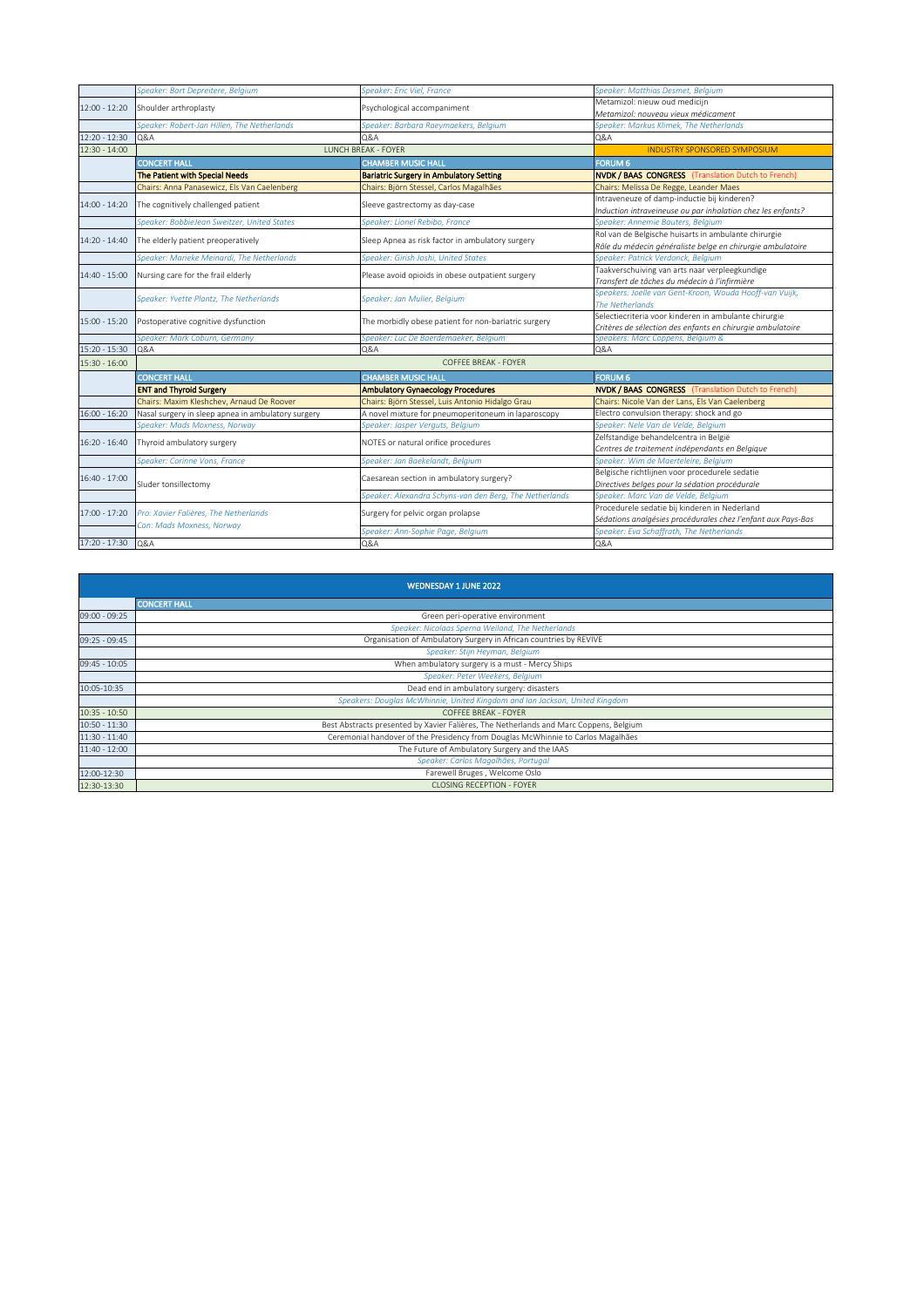| | | | |
|---|---|---|---|
| | *Speaker: Bart Depreitere, Belgium* | *Speaker: Eric Viel, France* | *Speaker: Matthias Desmet, Belgium* |
| 12:00 - 12:20 | Shoulder arthroplasty | Psychological accompaniment | Metamizol: nieuw oud medicijn<br>*Metamizol: nouveau vieux médicament* |
| | *Speaker: Robert-Jan Hillen, The Netherlands* | *Speaker: Barbara Raeymaekers, Belgium* | *Speaker: Markus Klimek, The Netherlands* |
| 12:20 - 12:30 | Q&A | Q&A | Q&A |
| 12:30 - 14:00 | LUNCH BREAK - FOYER | | INDUSTRY SPONSORED SYMPOSIUM |
| | **CONCERT HALL** | **CHAMBER MUSIC HALL** | **FORUM 6** |
| | **The Patient with Special Needs** | **Bariatric Surgery in Ambulatory Setting** | **NVDK / BAAS CONGRESS** (Translation Dutch to French) |
| | Chairs: Anna Panasewicz, Els Van Caelenberg | Chairs: Björn Stessel, Carlos Magalhães | Chairs: Melissa De Regge, Leander Maes |
| 14:00 - 14:20 | The cognitively challenged patient | Sleeve gastrectomy as day-case | Intraveneuze of damp-inductie bij kinderen?<br>*Induction intraveineuse ou par inhalation chez les enfants?* |
| | *Speaker: BobbieJean Sweitzer, United States* | *Speaker: Lionel Rebibo, France* | *Speaker: Annemie Bauters, Belgium* |
| 14:20 - 14:40 | The elderly patient preoperatively | Sleep Apnea as risk factor in ambulatory surgery | Rol van de Belgische huisarts in ambulante chirurgie<br>*Rôle du médecin généraliste belge en chirurgie ambulatoire* |
| | *Speaker: Marieke Meinardi, The Netherlands* | *Speaker: Girish Joshi, United States* | *Speaker: Patrick Verdonck, Belgium* |
| 14:40 - 15:00 | Nursing care for the frail elderly | Please avoid opioids in obese outpatient surgery | Taakverschuiving van arts naar verpleegkundige<br>*Transfert de tâches du médecin à l'infirmière* |
| | *Speaker: Yvette Plantz, The Netherlands* | *Speaker: Jan Mulier, Belgium* | *Speakers: Joelle van Gent-Kroon, Wouda Hooff-van Vuijk, The Netherlands* |
| 15:00 - 15:20 | Postoperative cognitive dysfunction | The morbidly obese patient for non-bariatric surgery | Selectiecriteria voor kinderen in ambulante chirurgie<br>*Critères de sélection des enfants en chirurgie ambulatoire* |
| | *Speaker: Mark Coburn, Germany* | *Speaker: Luc De Baerdemaeker, Belgium* | *Speakers: Marc Coppens, Belgium &* |
| 15:20 - 15:30 | Q&A | Q&A | Q&A |
| 15:30 - 16:00 | COFFEE BREAK - FOYER | | |
| | **CONCERT HALL** | **CHAMBER MUSIC HALL** | **FORUM 6** |
| | **ENT and Thyroid Surgery** | **Ambulatory Gynaecology Procedures** | **NVDK / BAAS CONGRESS** (Translation Dutch to French) |
| | Chairs: Maxim Kleshchev, Arnaud De Roover | Chairs: Björn Stessel, Luis Antonio Hidalgo Grau | Chairs: Nicole Van der Lans, Els Van Caelenberg |
| 16:00 - 16:20 | Nasal surgery in sleep apnea in ambulatory surgery | A novel mixture for pneumoperitoneum in laparoscopy | Electro convulsion therapy: shock and go |
| | *Speaker: Mads Moxness, Norway* | *Speaker: Jasper Verguts, Belgium* | *Speaker: Nele Van de Velde, Belgium* |
| 16:20 - 16:40 | Thyroid ambulatory surgery | NOTES or natural orifice procedures | Zelfstandige behandelcentra in België<br>*Centres de traitement indépendants en Belgique* |
| | *Speaker: Corinne Vons, France* | *Speaker: Jan Baekelandt, Belgium* | *Speaker: Wim de Maerteleire, Belgium* |
| 16:40 - 17:00 | Sluder tonsillectomy | Caesarean section in ambulatory surgery? | Belgische richtlijnen voor procedurele sedatie<br>*Directives belges pour la sédation procédurale* |
| | | *Speaker: Alexandra Schyns-van den Berg, The Netherlands* | *Speaker: Marc Van de Velde, Belgium* |
| 17:00 - 17:20 | *Pro: Xavier Falières, The Netherlands*<br>*Con: Mads Moxness, Norway* | Surgery for pelvic organ prolapse | Procedurele sedatie bij kinderen in Nederland<br>*Sédations analgésies procédurales chez l'enfant aux Pays-Bas* |
| | | *Speaker: Ann-Sophie Page, Belgium* | *Speaker: Eva Schaffrath, The Netherlands* |
| 17:20 - 17:30 | Q&A | Q&A | Q&A |

| WEDNESDAY 1 JUNE 2022 | |
|---|---|
| | **CONCERT HALL** |
| 09:00 - 09:25 | Green peri-operative environment |
| | *Speaker: Nicolaas Sperna Weiland, The Netherlands* |
| 09:25 - 09:45 | Organisation of Ambulatory Surgery in African countries by REVIVE |
| | *Speaker: Stijn Heyman, Belgium* |
| 09:45 - 10:05 | When ambulatory surgery is a must - Mercy Ships |
| | *Speaker: Peter Weekers, Belgium* |
| 10:05-10:35 | Dead end in ambulatory surgery: disasters |
| | *Speakers: Douglas McWhinnie, United Kingdom and Ian Jackson, United Kingdom* |
| 10:35 - 10:50 | COFFEE BREAK - FOYER |
| 10:50 - 11:30 | Best Abstracts presented by Xavier Falières, The Netherlands and Marc Coppens, Belgium |
| 11:30 - 11:40 | Ceremonial handover of the Presidency from Douglas McWhinnie to Carlos Magalhães |
| 11:40 - 12:00 | The Future of Ambulatory Surgery and the IAAS |
| | *Speaker: Carlos Magalhães, Portugal* |
| 12:00-12:30 | Farewell Bruges , Welcome Oslo |
| 12:30-13:30 | CLOSING RECEPTION - FOYER |